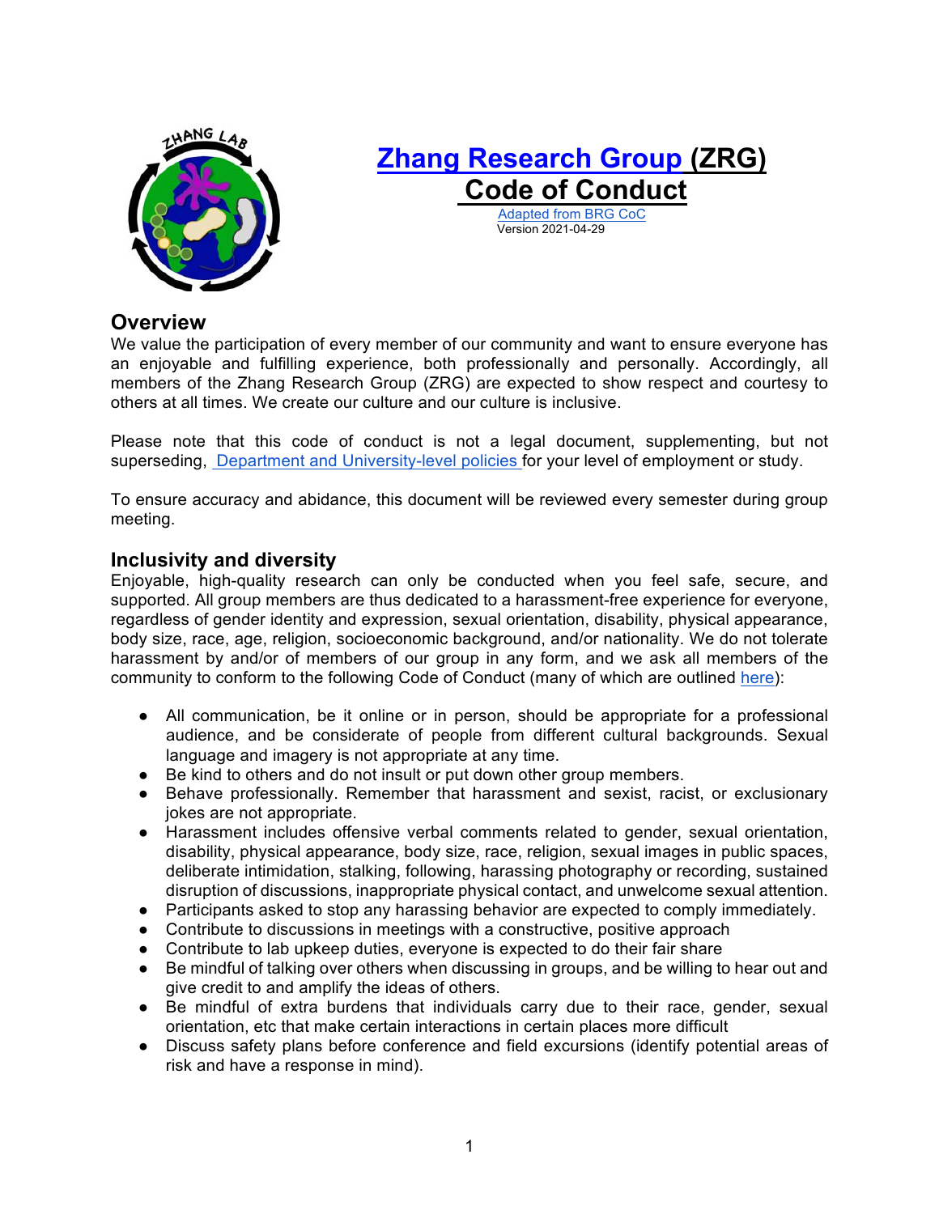# Zhang Research Group (ZRG) Code of Conduct

Adapted from BRG CoC
Version 2021-04-29

## Overview

We value the participation of every member of our community and want to ensure everyone has an enjoyable and fulfilling experience, both professionally and personally. Accordingly, all members of the Zhang Research Group (ZRG) are expected to show respect and courtesy to others at all times. We create our culture and our culture is inclusive.

Please note that this code of conduct is not a legal document, supplementing, but not superseding, Department and University-level policies for your level of employment or study.

To ensure accuracy and abidance, this document will be reviewed every semester during group meeting.

## Inclusivity and diversity

Enjoyable, high-quality research can only be conducted when you feel safe, secure, and supported. All group members are thus dedicated to a harassment-free experience for everyone, regardless of gender identity and expression, sexual orientation, disability, physical appearance, body size, race, age, religion, socioeconomic background, and/or nationality. We do not tolerate harassment by and/or of members of our group in any form, and we ask all members of the community to conform to the following Code of Conduct (many of which are outlined here):

- All communication, be it online or in person, should be appropriate for a professional audience, and be considerate of people from different cultural backgrounds. Sexual language and imagery is not appropriate at any time.
- Be kind to others and do not insult or put down other group members.
- Behave professionally. Remember that harassment and sexist, racist, or exclusionary jokes are not appropriate.
- Harassment includes offensive verbal comments related to gender, sexual orientation, disability, physical appearance, body size, race, religion, sexual images in public spaces, deliberate intimidation, stalking, following, harassing photography or recording, sustained disruption of discussions, inappropriate physical contact, and unwelcome sexual attention.
- Participants asked to stop any harassing behavior are expected to comply immediately.
- Contribute to discussions in meetings with a constructive, positive approach
- Contribute to lab upkeep duties, everyone is expected to do their fair share
- Be mindful of talking over others when discussing in groups, and be willing to hear out and give credit to and amplify the ideas of others.
- Be mindful of extra burdens that individuals carry due to their race, gender, sexual orientation, etc that make certain interactions in certain places more difficult
- Discuss safety plans before conference and field excursions (identify potential areas of risk and have a response in mind).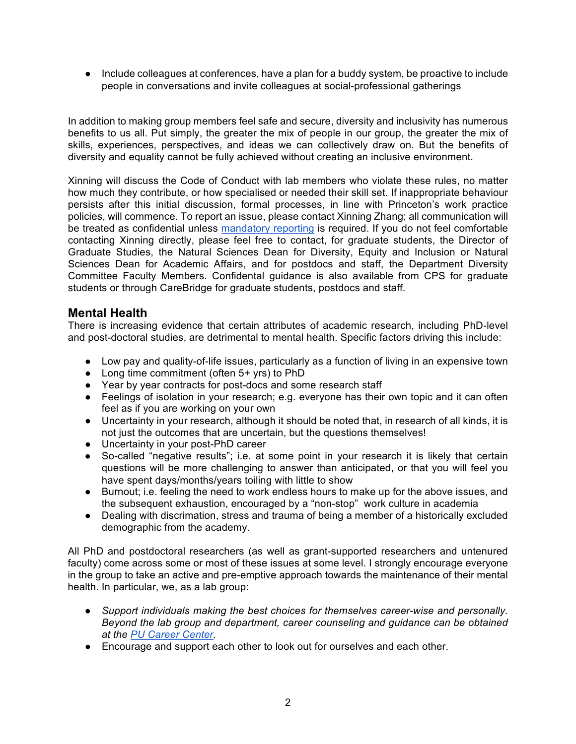- Include colleagues at conferences, have a plan for a buddy system, be proactive to include people in conversations and invite colleagues at social-professional gatherings

In addition to making group members feel safe and secure, diversity and inclusivity has numerous benefits to us all. Put simply, the greater the mix of people in our group, the greater the mix of skills, experiences, perspectives, and ideas we can collectively draw on. But the benefits of diversity and equality cannot be fully achieved without creating an inclusive environment.

Xinning will discuss the Code of Conduct with lab members who violate these rules, no matter how much they contribute, or how specialised or needed their skill set. If inappropriate behaviour persists after this initial discussion, formal processes, in line with Princeton's work practice policies, will commence. To report an issue, please contact Xinning Zhang; all communication will be treated as confidential unless mandatory reporting is required. If you do not feel comfortable contacting Xinning directly, please feel free to contact, for graduate students, the Director of Graduate Studies, the Natural Sciences Dean for Diversity, Equity and Inclusion or Natural Sciences Dean for Academic Affairs, and for postdocs and staff, the Department Diversity Committee Faculty Members. Confidental guidance is also available from CPS for graduate students or through CareBridge for graduate students, postdocs and staff.

## Mental Health

There is increasing evidence that certain attributes of academic research, including PhD-level and post-doctoral studies, are detrimental to mental health. Specific factors driving this include:

- Low pay and quality-of-life issues, particularly as a function of living in an expensive town
- Long time commitment (often 5+ yrs) to PhD
- Year by year contracts for post-docs and some research staff
- Feelings of isolation in your research; e.g. everyone has their own topic and it can often feel as if you are working on your own
- Uncertainty in your research, although it should be noted that, in research of all kinds, it is not just the outcomes that are uncertain, but the questions themselves!
- Uncertainty in your post-PhD career
- So-called "negative results"; i.e. at some point in your research it is likely that certain questions will be more challenging to answer than anticipated, or that you will feel you have spent days/months/years toiling with little to show
- Burnout; i.e. feeling the need to work endless hours to make up for the above issues, and the subsequent exhaustion, encouraged by a "non-stop" work culture in academia
- Dealing with discrimation, stress and trauma of being a member of a historically excluded demographic from the academy.

All PhD and postdoctoral researchers (as well as grant-supported researchers and untenured faculty) come across some or most of these issues at some level. I strongly encourage everyone in the group to take an active and pre-emptive approach towards the maintenance of their mental health. In particular, we, as a lab group:

- *Support individuals making the best choices for themselves career-wise and personally. Beyond the lab group and department, career counseling and guidance can be obtained at the PU Career Center.*
- Encourage and support each other to look out for ourselves and each other.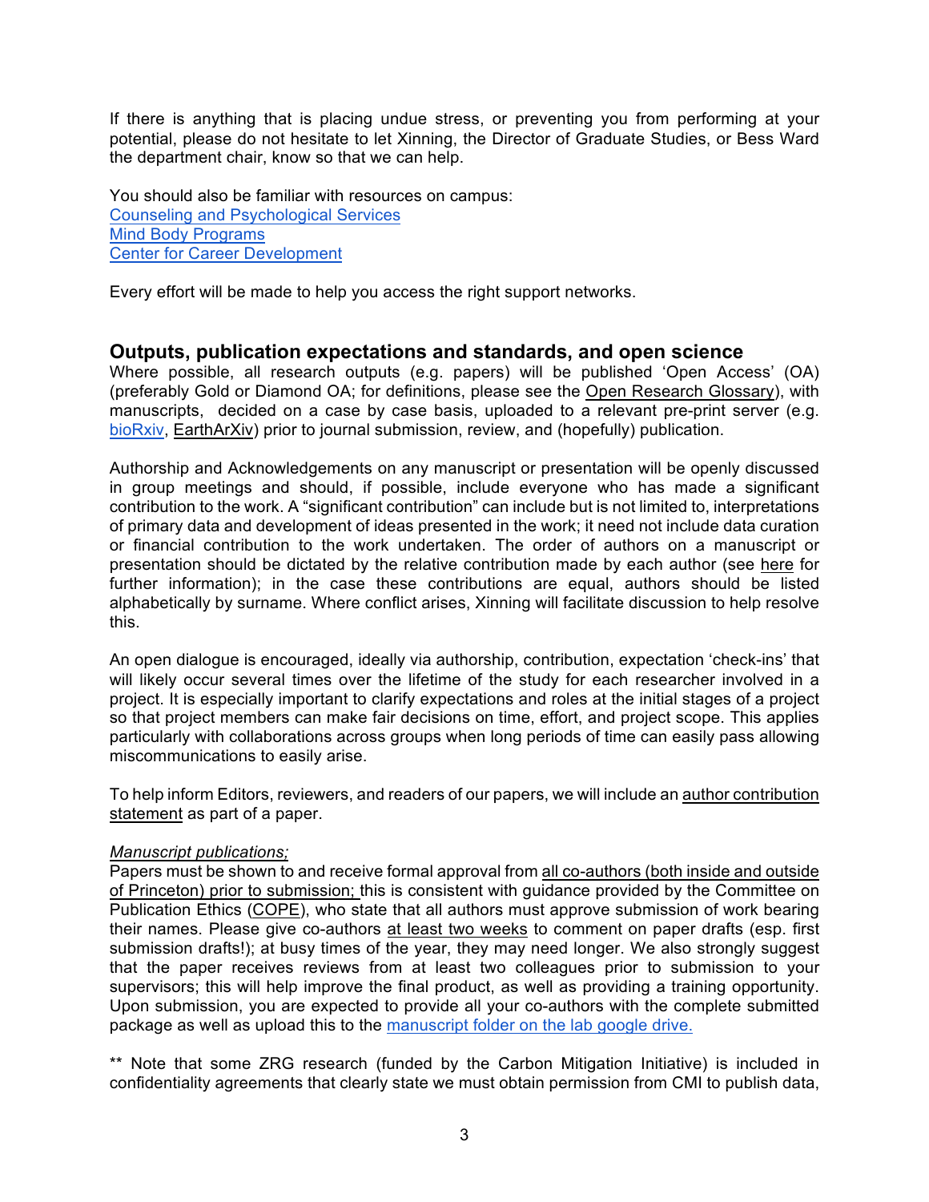If there is anything that is placing undue stress, or preventing you from performing at your potential, please do not hesitate to let Xinning, the Director of Graduate Studies, or Bess Ward the department chair, know so that we can help.

You should also be familiar with resources on campus:
[Counseling and Psychological Services](#)
[Mind Body Programs](#)
[Center for Career Development](#)

Every effort will be made to help you access the right support networks.

## Outputs, publication expectations and standards, and open science

Where possible, all research outputs (e.g. papers) will be published 'Open Access' (OA) (preferably Gold or Diamond OA; for definitions, please see the Open Research Glossary), with manuscripts, decided on a case by case basis, uploaded to a relevant pre-print server (e.g. bioRxiv, EarthArXiv) prior to journal submission, review, and (hopefully) publication.

Authorship and Acknowledgements on any manuscript or presentation will be openly discussed in group meetings and should, if possible, include everyone who has made a significant contribution to the work. A "significant contribution" can include but is not limited to, interpretations of primary data and development of ideas presented in the work; it need not include data curation or financial contribution to the work undertaken. The order of authors on a manuscript or presentation should be dictated by the relative contribution made by each author (see here for further information); in the case these contributions are equal, authors should be listed alphabetically by surname. Where conflict arises, Xinning will facilitate discussion to help resolve this.

An open dialogue is encouraged, ideally via authorship, contribution, expectation 'check-ins' that will likely occur several times over the lifetime of the study for each researcher involved in a project. It is especially important to clarify expectations and roles at the initial stages of a project so that project members can make fair decisions on time, effort, and project scope. This applies particularly with collaborations across groups when long periods of time can easily pass allowing miscommunications to easily arise.

To help inform Editors, reviewers, and readers of our papers, we will include an author contribution statement as part of a paper.

*Manuscript publications;*
Papers must be shown to and receive formal approval from all co-authors (both inside and outside of Princeton) prior to submission; this is consistent with guidance provided by the Committee on Publication Ethics (COPE), who state that all authors must approve submission of work bearing their names. Please give co-authors at least two weeks to comment on paper drafts (esp. first submission drafts!); at busy times of the year, they may need longer. We also strongly suggest that the paper receives reviews from at least two colleagues prior to submission to your supervisors; this will help improve the final product, as well as providing a training opportunity. Upon submission, you are expected to provide all your co-authors with the complete submitted package as well as upload this to the [manuscript folder on the lab google drive.](#)

** Note that some ZRG research (funded by the Carbon Mitigation Initiative) is included in confidentiality agreements that clearly state we must obtain permission from CMI to publish data,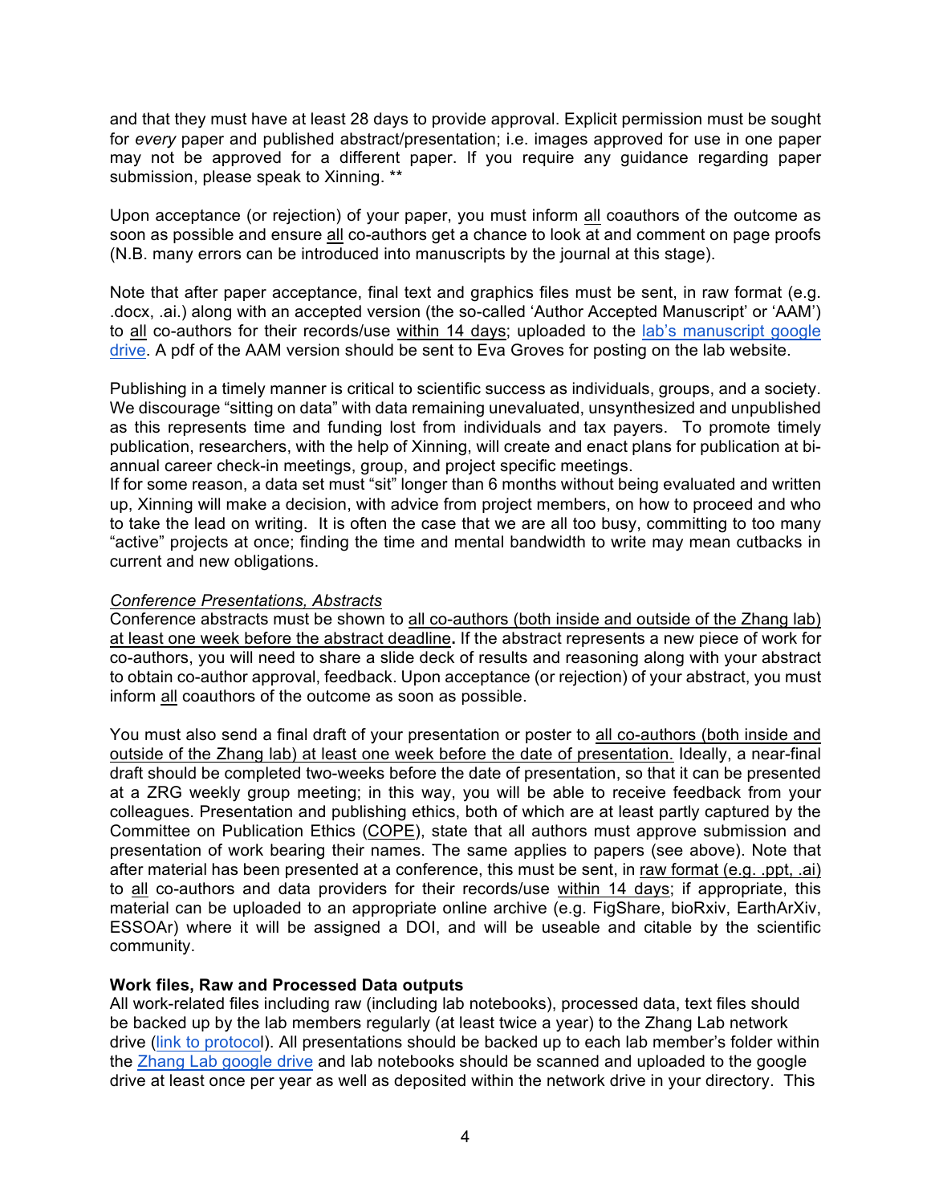and that they must have at least 28 days to provide approval. Explicit permission must be sought for *every* paper and published abstract/presentation; i.e. images approved for use in one paper may not be approved for a different paper. If you require any guidance regarding paper submission, please speak to Xinning. **

Upon acceptance (or rejection) of your paper, you must inform all coauthors of the outcome as soon as possible and ensure all co-authors get a chance to look at and comment on page proofs (N.B. many errors can be introduced into manuscripts by the journal at this stage).

Note that after paper acceptance, final text and graphics files must be sent, in raw format (e.g. .docx, .ai.) along with an accepted version (the so-called 'Author Accepted Manuscript' or 'AAM') to all co-authors for their records/use within 14 days; uploaded to the lab's manuscript google drive. A pdf of the AAM version should be sent to Eva Groves for posting on the lab website.

Publishing in a timely manner is critical to scientific success as individuals, groups, and a society. We discourage "sitting on data" with data remaining unevaluated, unsynthesized and unpublished as this represents time and funding lost from individuals and tax payers. To promote timely publication, researchers, with the help of Xinning, will create and enact plans for publication at bi-annual career check-in meetings, group, and project specific meetings.
If for some reason, a data set must "sit" longer than 6 months without being evaluated and written up, Xinning will make a decision, with advice from project members, on how to proceed and who to take the lead on writing. It is often the case that we are all too busy, committing to too many "active" projects at once; finding the time and mental bandwidth to write may mean cutbacks in current and new obligations.

*Conference Presentations, Abstracts*

Conference abstracts must be shown to all co-authors (both inside and outside of the Zhang lab) at least one week before the abstract deadline**.** If the abstract represents a new piece of work for co-authors, you will need to share a slide deck of results and reasoning along with your abstract to obtain co-author approval, feedback. Upon acceptance (or rejection) of your abstract, you must inform all coauthors of the outcome as soon as possible.

You must also send a final draft of your presentation or poster to all co-authors (both inside and outside of the Zhang lab) at least one week before the date of presentation. Ideally, a near-final draft should be completed two-weeks before the date of presentation, so that it can be presented at a ZRG weekly group meeting; in this way, you will be able to receive feedback from your colleagues. Presentation and publishing ethics, both of which are at least partly captured by the Committee on Publication Ethics (COPE), state that all authors must approve submission and presentation of work bearing their names. The same applies to papers (see above). Note that after material has been presented at a conference, this must be sent, in raw format (e.g. .ppt, .ai) to all co-authors and data providers for their records/use within 14 days; if appropriate, this material can be uploaded to an appropriate online archive (e.g. FigShare, bioRxiv, EarthArXiv, ESSOAr) where it will be assigned a DOI, and will be useable and citable by the scientific community.

**Work files, Raw and Processed Data outputs**

All work-related files including raw (including lab notebooks), processed data, text files should be backed up by the lab members regularly (at least twice a year) to the Zhang Lab network drive (link to protocol). All presentations should be backed up to each lab member's folder within the Zhang Lab google drive and lab notebooks should be scanned and uploaded to the google drive at least once per year as well as deposited within the network drive in your directory. This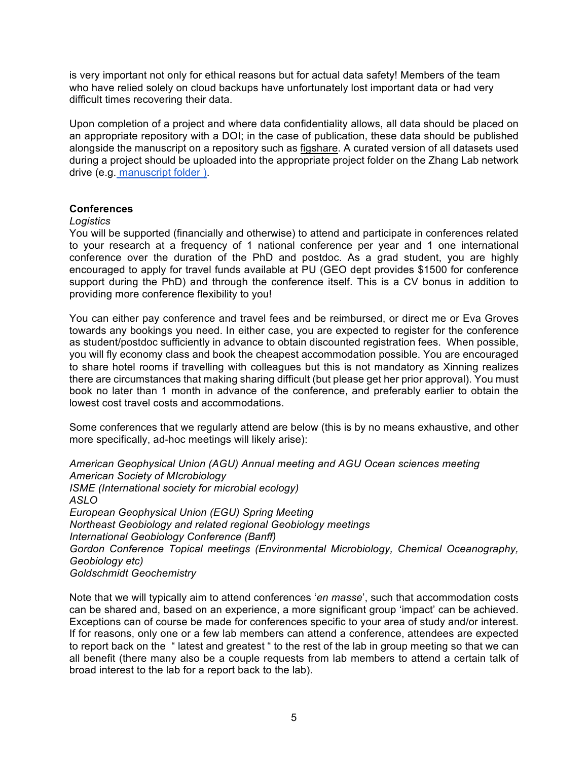is very important not only for ethical reasons but for actual data safety! Members of the team who have relied solely on cloud backups have unfortunately lost important data or had very difficult times recovering their data.

Upon completion of a project and where data confidentiality allows, all data should be placed on an appropriate repository with a DOI; in the case of publication, these data should be published alongside the manuscript on a repository such as figshare. A curated version of all datasets used during a project should be uploaded into the appropriate project folder on the Zhang Lab network drive (e.g. manuscript folder ).

**Conferences**

*Logistics*

You will be supported (financially and otherwise) to attend and participate in conferences related to your research at a frequency of 1 national conference per year and 1 one international conference over the duration of the PhD and postdoc. As a grad student, you are highly encouraged to apply for travel funds available at PU (GEO dept provides $1500 for conference support during the PhD) and through the conference itself. This is a CV bonus in addition to providing more conference flexibility to you!

You can either pay conference and travel fees and be reimbursed, or direct me or Eva Groves towards any bookings you need. In either case, you are expected to register for the conference as student/postdoc sufficiently in advance to obtain discounted registration fees. When possible, you will fly economy class and book the cheapest accommodation possible. You are encouraged to share hotel rooms if travelling with colleagues but this is not mandatory as Xinning realizes there are circumstances that making sharing difficult (but please get her prior approval). You must book no later than 1 month in advance of the conference, and preferably earlier to obtain the lowest cost travel costs and accommodations.

Some conferences that we regularly attend are below (this is by no means exhaustive, and other more specifically, ad-hoc meetings will likely arise):

*American Geophysical Union (AGU) Annual meeting and AGU Ocean sciences meeting*
*American Society of MIcrobiology*
*ISME (International society for microbial ecology)*
*ASLO*
*European Geophysical Union (EGU) Spring Meeting*
*Northeast Geobiology and related regional Geobiology meetings*
*International Geobiology Conference (Banff)*
*Gordon Conference Topical meetings (Environmental Microbiology, Chemical Oceanography, Geobiology etc)*
*Goldschmidt Geochemistry*

Note that we will typically aim to attend conferences '*en masse*', such that accommodation costs can be shared and, based on an experience, a more significant group 'impact' can be achieved. Exceptions can of course be made for conferences specific to your area of study and/or interest. If for reasons, only one or a few lab members can attend a conference, attendees are expected to report back on the " latest and greatest " to the rest of the lab in group meeting so that we can all benefit (there many also be a couple requests from lab members to attend a certain talk of broad interest to the lab for a report back to the lab).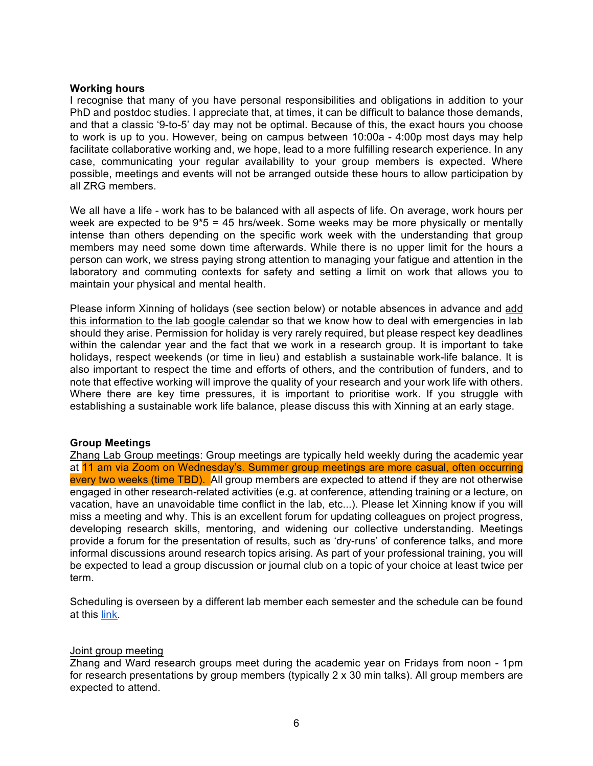**Working hours**

I recognise that many of you have personal responsibilities and obligations in addition to your PhD and postdoc studies. I appreciate that, at times, it can be difficult to balance those demands, and that a classic '9-to-5' day may not be optimal. Because of this, the exact hours you choose to work is up to you. However, being on campus between 10:00a - 4:00p most days may help facilitate collaborative working and, we hope, lead to a more fulfilling research experience. In any case, communicating your regular availability to your group members is expected. Where possible, meetings and events will not be arranged outside these hours to allow participation by all ZRG members.

We all have a life - work has to be balanced with all aspects of life. On average, work hours per week are expected to be 9*5 = 45 hrs/week. Some weeks may be more physically or mentally intense than others depending on the specific work week with the understanding that group members may need some down time afterwards. While there is no upper limit for the hours a person can work, we stress paying strong attention to managing your fatigue and attention in the laboratory and commuting contexts for safety and setting a limit on work that allows you to maintain your physical and mental health.

Please inform Xinning of holidays (see section below) or notable absences in advance and add this information to the lab google calendar so that we know how to deal with emergencies in lab should they arise. Permission for holiday is very rarely required, but please respect key deadlines within the calendar year and the fact that we work in a research group. It is important to take holidays, respect weekends (or time in lieu) and establish a sustainable work-life balance. It is also important to respect the time and efforts of others, and the contribution of funders, and to note that effective working will improve the quality of your research and your work life with others. Where there are key time pressures, it is important to prioritise work. If you struggle with establishing a sustainable work life balance, please discuss this with Xinning at an early stage.

**Group Meetings**

Zhang Lab Group meetings: Group meetings are typically held weekly during the academic year at 11 am via Zoom on Wednesday's. Summer group meetings are more casual, often occurring every two weeks (time TBD). All group members are expected to attend if they are not otherwise engaged in other research-related activities (e.g. at conference, attending training or a lecture, on vacation, have an unavoidable time conflict in the lab, etc...). Please let Xinning know if you will miss a meeting and why. This is an excellent forum for updating colleagues on project progress, developing research skills, mentoring, and widening our collective understanding. Meetings provide a forum for the presentation of results, such as 'dry-runs' of conference talks, and more informal discussions around research topics arising. As part of your professional training, you will be expected to lead a group discussion or journal club on a topic of your choice at least twice per term.

Scheduling is overseen by a different lab member each semester and the schedule can be found at this link.

Joint group meeting

Zhang and Ward research groups meet during the academic year on Fridays from noon - 1pm for research presentations by group members (typically 2 x 30 min talks). All group members are expected to attend.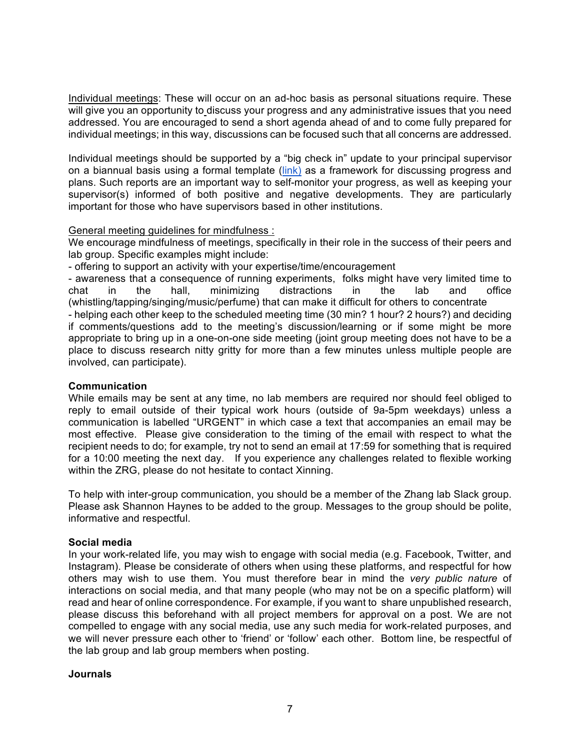Individual meetings: These will occur on an ad-hoc basis as personal situations require. These will give you an opportunity to discuss your progress and any administrative issues that you need addressed. You are encouraged to send a short agenda ahead of and to come fully prepared for individual meetings; in this way, discussions can be focused such that all concerns are addressed.

Individual meetings should be supported by a "big check in" update to your principal supervisor on a biannual basis using a formal template (link) as a framework for discussing progress and plans. Such reports are an important way to self-monitor your progress, as well as keeping your supervisor(s) informed of both positive and negative developments. They are particularly important for those who have supervisors based in other institutions.

General meeting guidelines for mindfulness :
We encourage mindfulness of meetings, specifically in their role in the success of their peers and lab group. Specific examples might include:

- offering to support an activity with your expertise/time/encouragement
- awareness that a consequence of running experiments, folks might have very limited time to chat in the hall, minimizing distractions in the lab and office (whistling/tapping/singing/music/perfume) that can make it difficult for others to concentrate
- helping each other keep to the scheduled meeting time (30 min? 1 hour? 2 hours?) and deciding if comments/questions add to the meeting's discussion/learning or if some might be more appropriate to bring up in a one-on-one side meeting (joint group meeting does not have to be a place to discuss research nitty gritty for more than a few minutes unless multiple people are involved, can participate).

**Communication**

While emails may be sent at any time, no lab members are required nor should feel obliged to reply to email outside of their typical work hours (outside of 9a-5pm weekdays) unless a communication is labelled "URGENT" in which case a text that accompanies an email may be most effective. Please give consideration to the timing of the email with respect to what the recipient needs to do; for example, try not to send an email at 17:59 for something that is required for a 10:00 meeting the next day. If you experience any challenges related to flexible working within the ZRG, please do not hesitate to contact Xinning.

To help with inter-group communication, you should be a member of the Zhang lab Slack group. Please ask Shannon Haynes to be added to the group. Messages to the group should be polite, informative and respectful.

**Social media**

In your work-related life, you may wish to engage with social media (e.g. Facebook, Twitter, and Instagram). Please be considerate of others when using these platforms, and respectful for how others may wish to use them. You must therefore bear in mind the *very public nature* of interactions on social media, and that many people (who may not be on a specific platform) will read and hear of online correspondence. For example, if you want to share unpublished research, please discuss this beforehand with all project members for approval on a post. We are not compelled to engage with any social media, use any such media for work-related purposes, and we will never pressure each other to 'friend' or 'follow' each other. Bottom line, be respectful of the lab group and lab group members when posting.

**Journals**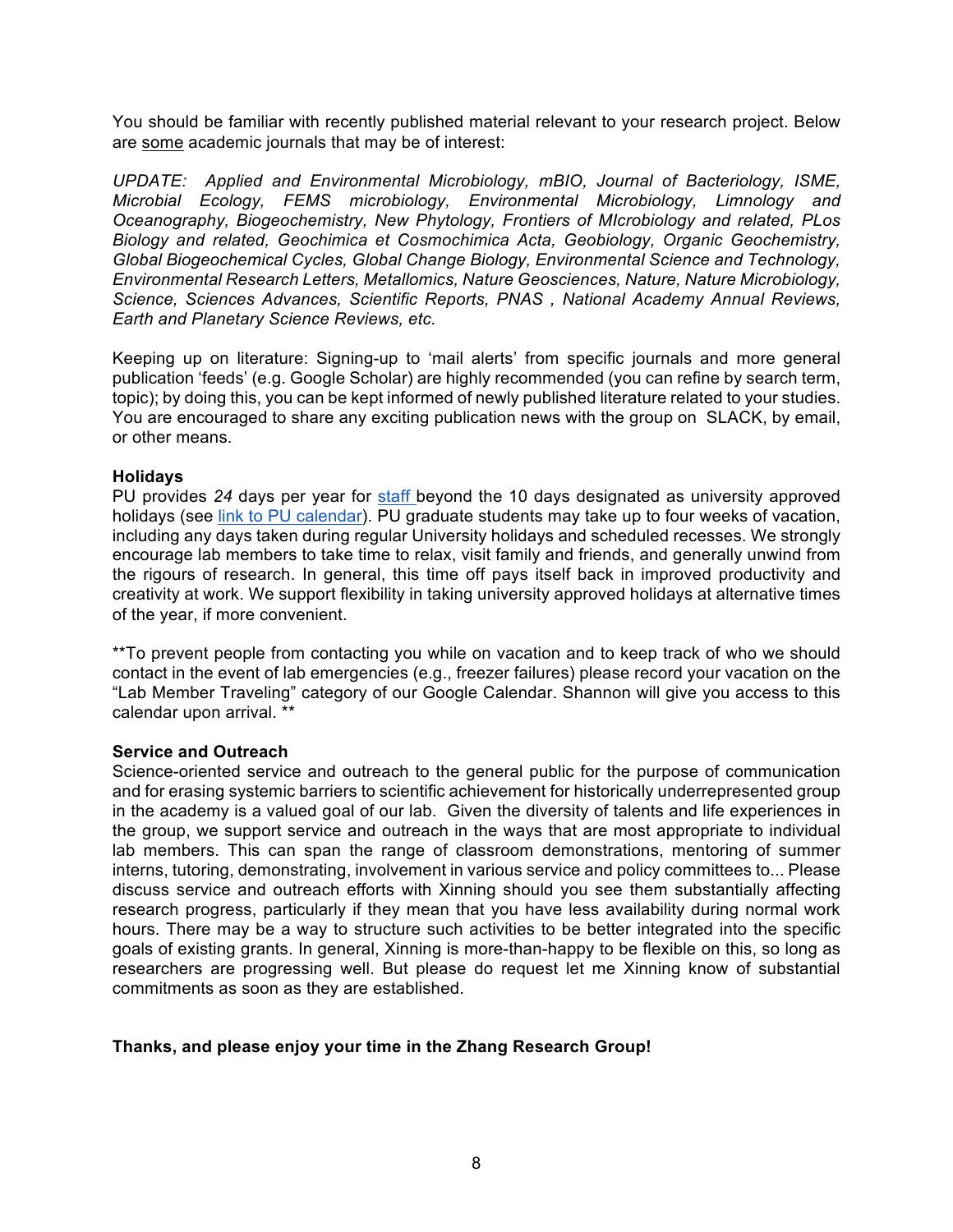You should be familiar with recently published material relevant to your research project. Below are some academic journals that may be of interest:

*UPDATE: Applied and Environmental Microbiology, mBIO, Journal of Bacteriology, ISME, Microbial Ecology, FEMS microbiology, Environmental Microbiology, Limnology and Oceanography, Biogeochemistry, New Phytology, Frontiers of MIcrobiology and related, PLos Biology and related, Geochimica et Cosmochimica Acta, Geobiology, Organic Geochemistry, Global Biogeochemical Cycles, Global Change Biology, Environmental Science and Technology, Environmental Research Letters, Metallomics, Nature Geosciences, Nature, Nature Microbiology, Science, Sciences Advances, Scientific Reports, PNAS , National Academy Annual Reviews, Earth and Planetary Science Reviews, etc.*

Keeping up on literature: Signing-up to 'mail alerts' from specific journals and more general publication 'feeds' (e.g. Google Scholar) are highly recommended (you can refine by search term, topic); by doing this, you can be kept informed of newly published literature related to your studies. You are encouraged to share any exciting publication news with the group on SLACK, by email, or other means.

**Holidays**

PU provides *24* days per year for [staff](#) beyond the 10 days designated as university approved holidays (see [link to PU calendar](#)). PU graduate students may take up to four weeks of vacation, including any days taken during regular University holidays and scheduled recesses. We strongly encourage lab members to take time to relax, visit family and friends, and generally unwind from the rigours of research. In general, this time off pays itself back in improved productivity and creativity at work. We support flexibility in taking university approved holidays at alternative times of the year, if more convenient.

**To prevent people from contacting you while on vacation and to keep track of who we should contact in the event of lab emergencies (e.g., freezer failures) please record your vacation on the "Lab Member Traveling" category of our Google Calendar. Shannon will give you access to this calendar upon arrival. **

**Service and Outreach**

Science-oriented service and outreach to the general public for the purpose of communication and for erasing systemic barriers to scientific achievement for historically underrepresented group in the academy is a valued goal of our lab. Given the diversity of talents and life experiences in the group, we support service and outreach in the ways that are most appropriate to individual lab members. This can span the range of classroom demonstrations, mentoring of summer interns, tutoring, demonstrating, involvement in various service and policy committees to... Please discuss service and outreach efforts with Xinning should you see them substantially affecting research progress, particularly if they mean that you have less availability during normal work hours. There may be a way to structure such activities to be better integrated into the specific goals of existing grants. In general, Xinning is more-than-happy to be flexible on this, so long as researchers are progressing well. But please do request let me Xinning know of substantial commitments as soon as they are established.

**Thanks, and please enjoy your time in the Zhang Research Group!**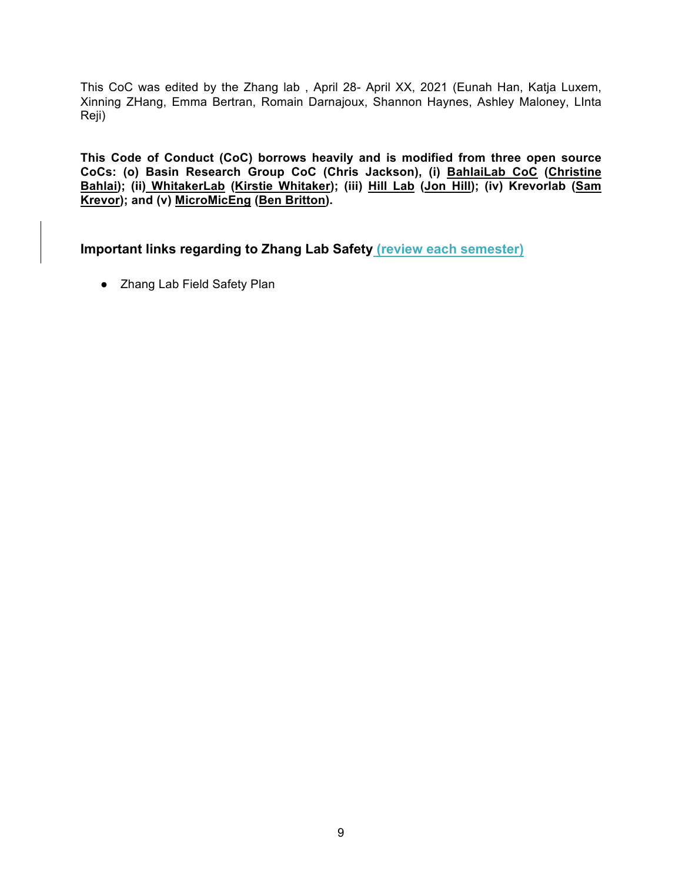This CoC was edited by the Zhang lab , April 28- April XX, 2021 (Eunah Han, Katja Luxem, Xinning ZHang, Emma Bertran, Romain Darnajoux, Shannon Haynes, Ashley Maloney, LInta Reji)

**This Code of Conduct (CoC) borrows heavily and is modified from three open source CoCs: (o) Basin Research Group CoC (Chris Jackson), (i) BahlaiLab CoC (Christine Bahlai); (ii) WhitakerLab (Kirstie Whitaker); (iii) Hill Lab (Jon Hill); (iv) Krevorlab (Sam Krevor); and (v) MicroMicEng (Ben Britton).**

### Important links regarding to Zhang Lab Safety (review each semester)

- Zhang Lab Field Safety Plan